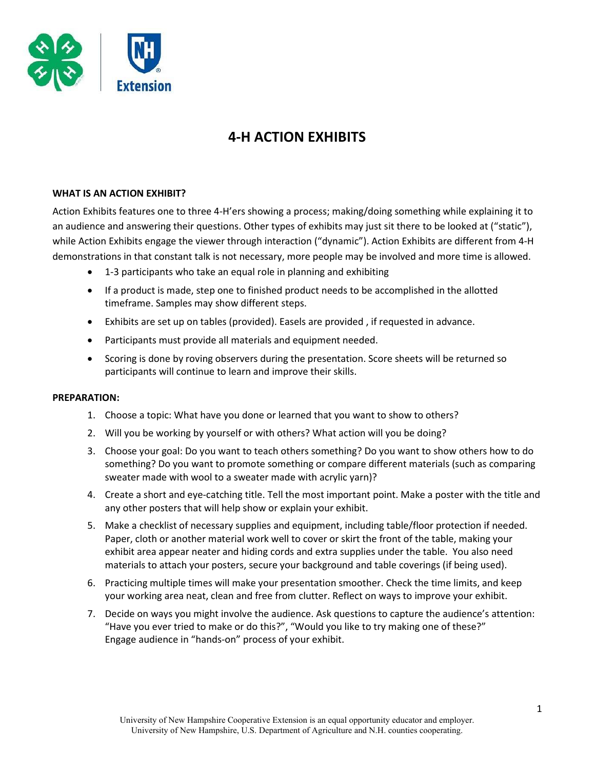# 4-H ACTION EXHIBITS

**WHAT IS AN ACTION EXHIBIT?**

Action Exhibits features one to three 4-H'ers showing a process; making/doing something while explaining it to an audience and answering their questions. Other types of exhibits may just sit there to be looked at ("static"), while Action Exhibits engage the viewer through interaction ("dynamic"). Action Exhibits are different from 4-H demonstrations in that constant talk is not necessary, more people may be involved and more time is allowed.

- 1-3 participants who take an equal role in planning and exhibiting
- If a product is made, step one to finished product needs to be accomplished in the allotted timeframe. Samples may show different steps.
- Exhibits are set up on tables (provided). Easels are provided , if requested in advance.
- Participants must provide all materials and equipment needed.
- Scoring is done by roving observers during the presentation. Score sheets will be returned so participants will continue to learn and improve their skills.

**PREPARATION:**

1. Choose a topic: What have you done or learned that you want to show to others?
2. Will you be working by yourself or with others? What action will you be doing?
3. Choose your goal: Do you want to teach others something? Do you want to show others how to do something? Do you want to promote something or compare different materials (such as comparing sweater made with wool to a sweater made with acrylic yarn)?
4. Create a short and eye-catching title. Tell the most important point. Make a poster with the title and any other posters that will help show or explain your exhibit.
5. Make a checklist of necessary supplies and equipment, including table/floor protection if needed. Paper, cloth or another material work well to cover or skirt the front of the table, making your exhibit area appear neater and hiding cords and extra supplies under the table. You also need materials to attach your posters, secure your background and table coverings (if being used).
6. Practicing multiple times will make your presentation smoother. Check the time limits, and keep your working area neat, clean and free from clutter. Reflect on ways to improve your exhibit.
7. Decide on ways you might involve the audience. Ask questions to capture the audience's attention: "Have you ever tried to make or do this?", "Would you like to try making one of these?" Engage audience in "hands-on" process of your exhibit.

University of New Hampshire Cooperative Extension is an equal opportunity educator and employer.
University of New Hampshire, U.S. Department of Agriculture and N.H. counties cooperating.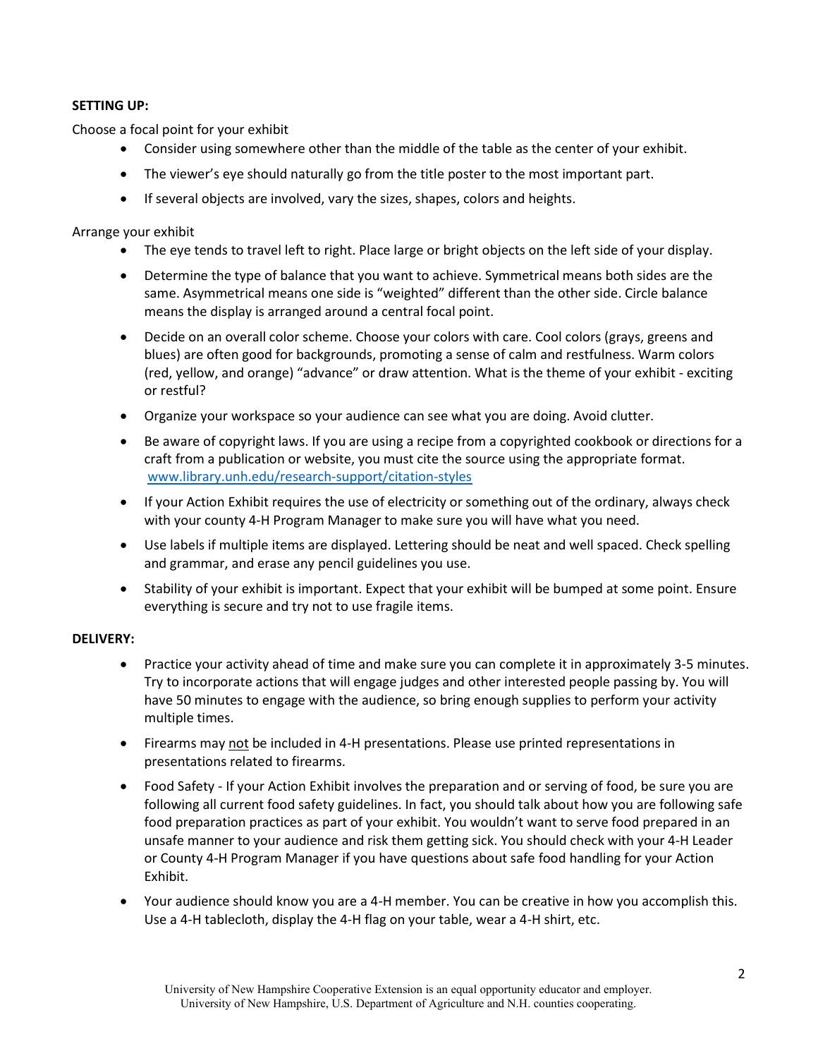**SETTING UP:**

Choose a focal point for your exhibit

- Consider using somewhere other than the middle of the table as the center of your exhibit.
- The viewer's eye should naturally go from the title poster to the most important part.
- If several objects are involved, vary the sizes, shapes, colors and heights.

Arrange your exhibit

- The eye tends to travel left to right. Place large or bright objects on the left side of your display.
- Determine the type of balance that you want to achieve. Symmetrical means both sides are the same. Asymmetrical means one side is "weighted" different than the other side. Circle balance means the display is arranged around a central focal point.
- Decide on an overall color scheme. Choose your colors with care. Cool colors (grays, greens and blues) are often good for backgrounds, promoting a sense of calm and restfulness. Warm colors (red, yellow, and orange) "advance" or draw attention. What is the theme of your exhibit - exciting or restful?
- Organize your workspace so your audience can see what you are doing. Avoid clutter.
- Be aware of copyright laws. If you are using a recipe from a copyrighted cookbook or directions for a craft from a publication or website, you must cite the source using the appropriate format. [www.library.unh.edu/research-support/citation-styles](http://www.library.unh.edu/research-support/citation-styles)
- If your Action Exhibit requires the use of electricity or something out of the ordinary, always check with your county 4-H Program Manager to make sure you will have what you need.
- Use labels if multiple items are displayed. Lettering should be neat and well spaced. Check spelling and grammar, and erase any pencil guidelines you use.
- Stability of your exhibit is important. Expect that your exhibit will be bumped at some point. Ensure everything is secure and try not to use fragile items.

**DELIVERY:**

- Practice your activity ahead of time and make sure you can complete it in approximately 3-5 minutes. Try to incorporate actions that will engage judges and other interested people passing by. You will have 50 minutes to engage with the audience, so bring enough supplies to perform your activity multiple times.
- Firearms may <u>not</u> be included in 4-H presentations. Please use printed representations in presentations related to firearms.
- Food Safety - If your Action Exhibit involves the preparation and or serving of food, be sure you are following all current food safety guidelines. In fact, you should talk about how you are following safe food preparation practices as part of your exhibit. You wouldn't want to serve food prepared in an unsafe manner to your audience and risk them getting sick. You should check with your 4-H Leader or County 4-H Program Manager if you have questions about safe food handling for your Action Exhibit.
- Your audience should know you are a 4-H member. You can be creative in how you accomplish this. Use a 4-H tablecloth, display the 4-H flag on your table, wear a 4-H shirt, etc.

University of New Hampshire Cooperative Extension is an equal opportunity educator and employer.
University of New Hampshire, U.S. Department of Agriculture and N.H. counties cooperating.